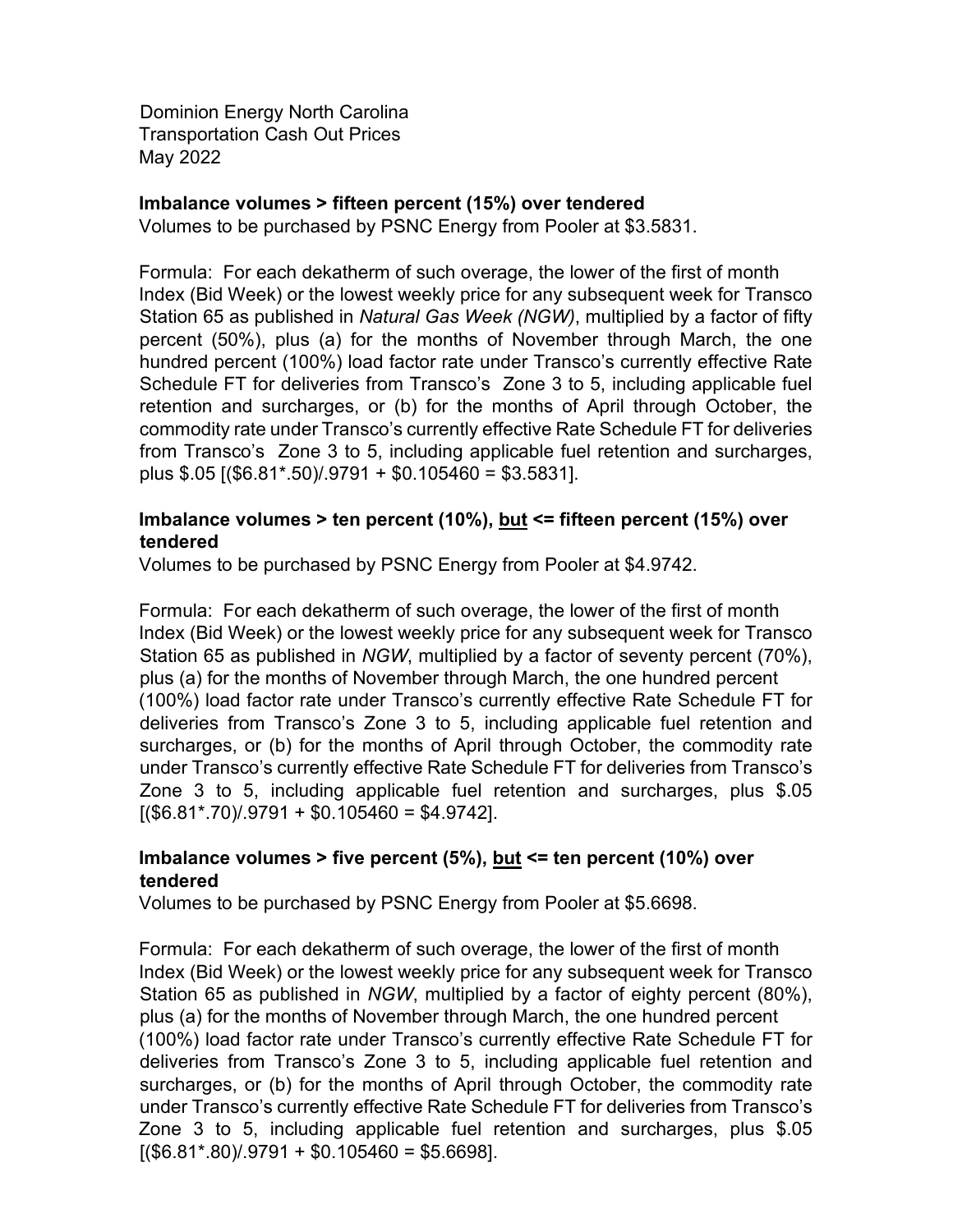Dominion Energy North Carolina
Transportation Cash Out Prices
May 2022

**Imbalance volumes > fifteen percent (15%) over tendered**
Volumes to be purchased by PSNC Energy from Pooler at $3.5831.

Formula: For each dekatherm of such overage, the lower of the first of month Index (Bid Week) or the lowest weekly price for any subsequent week for Transco Station 65 as published in *Natural Gas Week (NGW)*, multiplied by a factor of fifty percent (50%), plus (a) for the months of November through March, the one hundred percent (100%) load factor rate under Transco's currently effective Rate Schedule FT for deliveries from Transco's Zone 3 to 5, including applicable fuel retention and surcharges, or (b) for the months of April through October, the commodity rate under Transco's currently effective Rate Schedule FT for deliveries from Transco's Zone 3 to 5, including applicable fuel retention and surcharges, plus $.05 [($6.81*.50)/.9791 + $0.105460 = $3.5831].

**Imbalance volumes > ten percent (10%), <u>but</u> <= fifteen percent (15%) over tendered**
Volumes to be purchased by PSNC Energy from Pooler at $4.9742.

Formula: For each dekatherm of such overage, the lower of the first of month Index (Bid Week) or the lowest weekly price for any subsequent week for Transco Station 65 as published in *NGW*, multiplied by a factor of seventy percent (70%), plus (a) for the months of November through March, the one hundred percent (100%) load factor rate under Transco's currently effective Rate Schedule FT for deliveries from Transco's Zone 3 to 5, including applicable fuel retention and surcharges, or (b) for the months of April through October, the commodity rate under Transco's currently effective Rate Schedule FT for deliveries from Transco's Zone 3 to 5, including applicable fuel retention and surcharges, plus $.05 [($6.81*.70)/.9791 + $0.105460 = $4.9742].

**Imbalance volumes > five percent (5%), <u>but</u> <= ten percent (10%) over tendered**
Volumes to be purchased by PSNC Energy from Pooler at $5.6698.

Formula: For each dekatherm of such overage, the lower of the first of month Index (Bid Week) or the lowest weekly price for any subsequent week for Transco Station 65 as published in *NGW*, multiplied by a factor of eighty percent (80%), plus (a) for the months of November through March, the one hundred percent (100%) load factor rate under Transco's currently effective Rate Schedule FT for deliveries from Transco's Zone 3 to 5, including applicable fuel retention and surcharges, or (b) for the months of April through October, the commodity rate under Transco's currently effective Rate Schedule FT for deliveries from Transco's Zone 3 to 5, including applicable fuel retention and surcharges, plus $.05 [($6.81*.80)/.9791 + $0.105460 = $5.6698].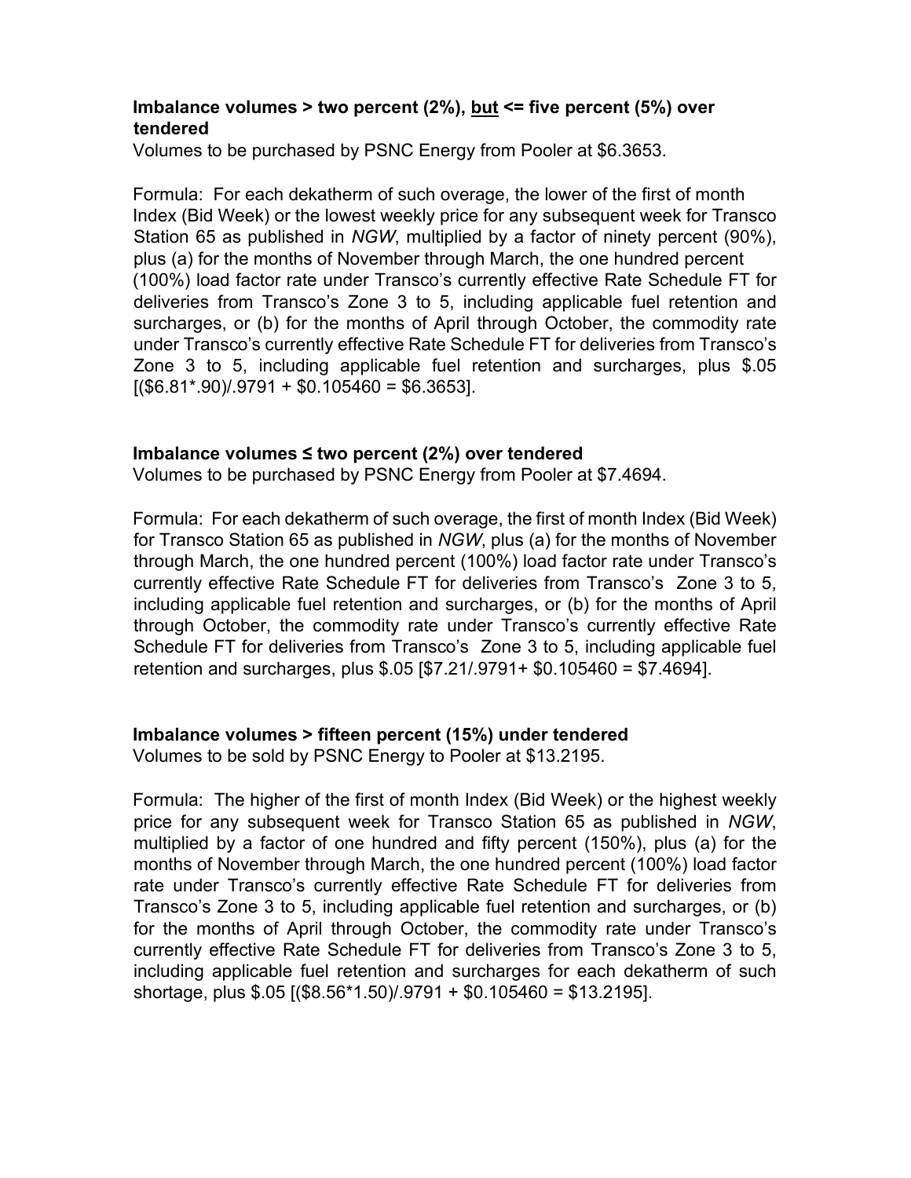**Imbalance volumes > two percent (2%), <u>but</u> <= five percent (5%) over tendered**

Volumes to be purchased by PSNC Energy from Pooler at $6.3653.

Formula: For each dekatherm of such overage, the lower of the first of month Index (Bid Week) or the lowest weekly price for any subsequent week for Transco Station 65 as published in *NGW*, multiplied by a factor of ninety percent (90%), plus (a) for the months of November through March, the one hundred percent (100%) load factor rate under Transco's currently effective Rate Schedule FT for deliveries from Transco's Zone 3 to 5, including applicable fuel retention and surcharges, or (b) for the months of April through October, the commodity rate under Transco's currently effective Rate Schedule FT for deliveries from Transco's Zone 3 to 5, including applicable fuel retention and surcharges, plus $.05 [($6.81*.90)/.9791 + $0.105460 = $6.3653].

**Imbalance volumes ≤ two percent (2%) over tendered**

Volumes to be purchased by PSNC Energy from Pooler at $7.4694.

Formula: For each dekatherm of such overage, the first of month Index (Bid Week) for Transco Station 65 as published in *NGW*, plus (a) for the months of November through March, the one hundred percent (100%) load factor rate under Transco's currently effective Rate Schedule FT for deliveries from Transco's Zone 3 to 5, including applicable fuel retention and surcharges, or (b) for the months of April through October, the commodity rate under Transco's currently effective Rate Schedule FT for deliveries from Transco's Zone 3 to 5, including applicable fuel retention and surcharges, plus $.05 [$7.21/.9791+ $0.105460 = $7.4694].

**Imbalance volumes > fifteen percent (15%) under tendered**

Volumes to be sold by PSNC Energy to Pooler at $13.2195.

Formula: The higher of the first of month Index (Bid Week) or the highest weekly price for any subsequent week for Transco Station 65 as published in *NGW*, multiplied by a factor of one hundred and fifty percent (150%), plus (a) for the months of November through March, the one hundred percent (100%) load factor rate under Transco's currently effective Rate Schedule FT for deliveries from Transco's Zone 3 to 5, including applicable fuel retention and surcharges, or (b) for the months of April through October, the commodity rate under Transco's currently effective Rate Schedule FT for deliveries from Transco's Zone 3 to 5, including applicable fuel retention and surcharges for each dekatherm of such shortage, plus $.05 [($8.56*1.50)/.9791 + $0.105460 = $13.2195].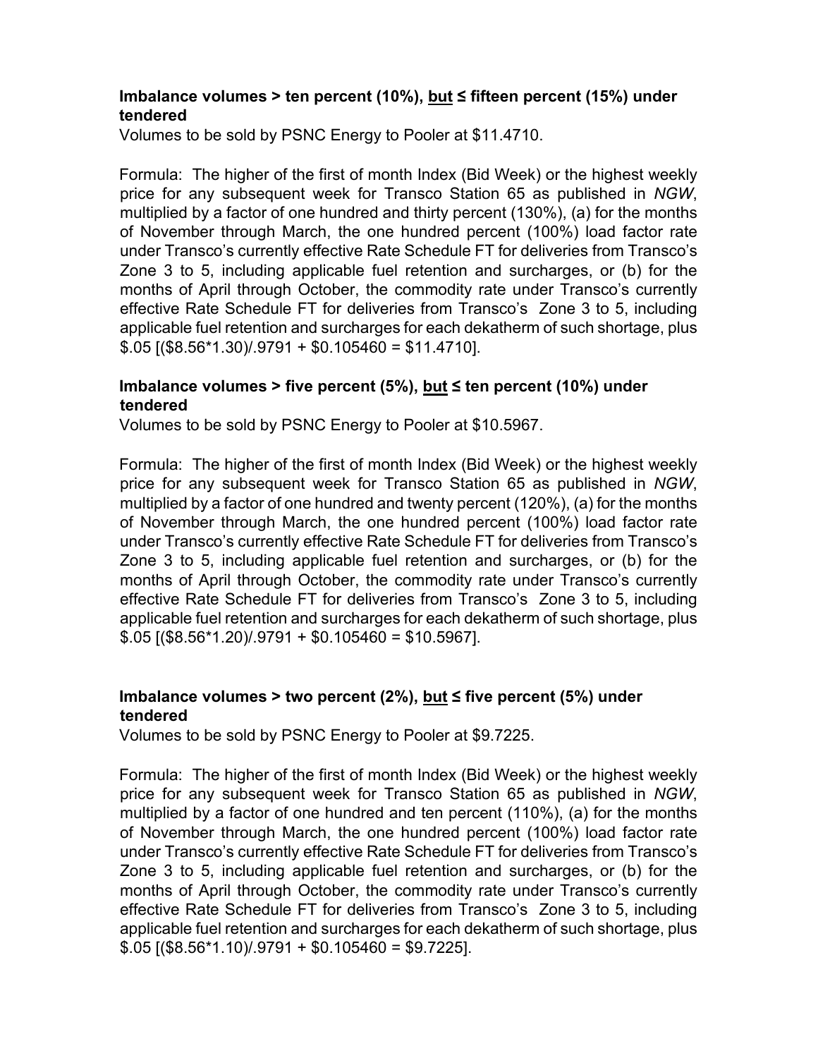**Imbalance volumes > ten percent (10%), <u>but</u> ≤ fifteen percent (15%) under tendered**

Volumes to be sold by PSNC Energy to Pooler at $11.4710.

Formula: The higher of the first of month Index (Bid Week) or the highest weekly price for any subsequent week for Transco Station 65 as published in *NGW*, multiplied by a factor of one hundred and thirty percent (130%), (a) for the months of November through March, the one hundred percent (100%) load factor rate under Transco's currently effective Rate Schedule FT for deliveries from Transco's Zone 3 to 5, including applicable fuel retention and surcharges, or (b) for the months of April through October, the commodity rate under Transco's currently effective Rate Schedule FT for deliveries from Transco's Zone 3 to 5, including applicable fuel retention and surcharges for each dekatherm of such shortage, plus $.05 [($8.56*1.30)/.9791 + $0.105460 = $11.4710].

**Imbalance volumes > five percent (5%), <u>but</u> ≤ ten percent (10%) under tendered**

Volumes to be sold by PSNC Energy to Pooler at $10.5967.

Formula: The higher of the first of month Index (Bid Week) or the highest weekly price for any subsequent week for Transco Station 65 as published in *NGW*, multiplied by a factor of one hundred and twenty percent (120%), (a) for the months of November through March, the one hundred percent (100%) load factor rate under Transco's currently effective Rate Schedule FT for deliveries from Transco's Zone 3 to 5, including applicable fuel retention and surcharges, or (b) for the months of April through October, the commodity rate under Transco's currently effective Rate Schedule FT for deliveries from Transco's Zone 3 to 5, including applicable fuel retention and surcharges for each dekatherm of such shortage, plus $.05 [($8.56*1.20)/.9791 + $0.105460 = $10.5967].

**Imbalance volumes > two percent (2%), <u>but</u> ≤ five percent (5%) under tendered**

Volumes to be sold by PSNC Energy to Pooler at $9.7225.

Formula: The higher of the first of month Index (Bid Week) or the highest weekly price for any subsequent week for Transco Station 65 as published in *NGW*, multiplied by a factor of one hundred and ten percent (110%), (a) for the months of November through March, the one hundred percent (100%) load factor rate under Transco's currently effective Rate Schedule FT for deliveries from Transco's Zone 3 to 5, including applicable fuel retention and surcharges, or (b) for the months of April through October, the commodity rate under Transco's currently effective Rate Schedule FT for deliveries from Transco's Zone 3 to 5, including applicable fuel retention and surcharges for each dekatherm of such shortage, plus $.05 [($8.56*1.10)/.9791 + $0.105460 = $9.7225].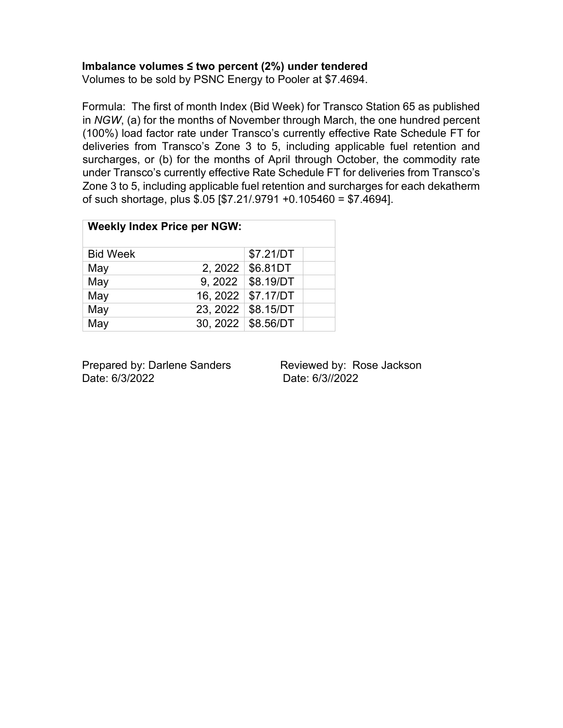**Imbalance volumes ≤ two percent (2%) under tendered**
Volumes to be sold by PSNC Energy to Pooler at $7.4694.

Formula: The first of month Index (Bid Week) for Transco Station 65 as published in *NGW*, (a) for the months of November through March, the one hundred percent (100%) load factor rate under Transco's currently effective Rate Schedule FT for deliveries from Transco's Zone 3 to 5, including applicable fuel retention and surcharges, or (b) for the months of April through October, the commodity rate under Transco's currently effective Rate Schedule FT for deliveries from Transco's Zone 3 to 5, including applicable fuel retention and surcharges for each dekatherm of such shortage, plus $.05 [$7.21/.9791 +0.105460 = $7.4694].

| **Weekly Index Price per NGW:** | | | |
|---|---|---|---|
| Bid Week | | $7.21/DT | |
| May | 2, 2022 | $6.81DT | |
| May | 9, 2022 | $8.19/DT | |
| May | 16, 2022 | $7.17/DT | |
| May | 23, 2022 | $8.15/DT | |
| May | 30, 2022 | $8.56/DT | |

Prepared by: Darlene Sanders
Date: 6/3/2022

Reviewed by: Rose Jackson
Date: 6/3//2022